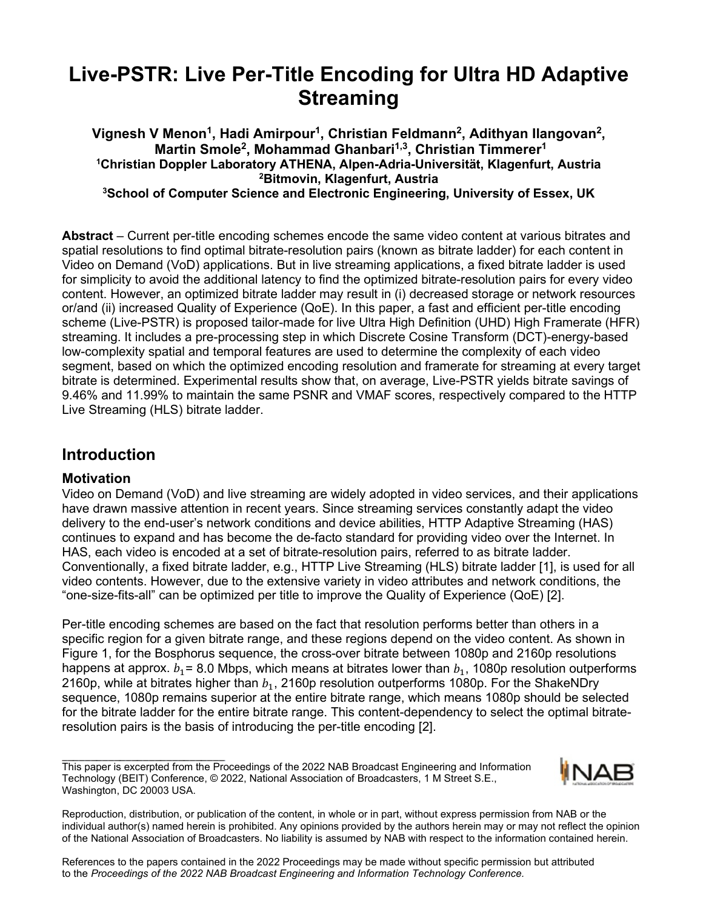# Live-PSTR: Live Per-Title Encoding for Ultra HD Adaptive Streaming

**Vignesh V Menon[1], Hadi Amirpour[1], Christian Feldmann[2], Adithyan Ilangovan[2], Martin Smole[2], Mohammad Ghanbari[1,3], Christian Timmerer[1]**
**[1]Christian Doppler Laboratory ATHENA, Alpen-Adria-Universität, Klagenfurt, Austria**
**[2]Bitmovin, Klagenfurt, Austria**
**[3]School of Computer Science and Electronic Engineering, University of Essex, UK**

**Abstract** – Current per-title encoding schemes encode the same video content at various bitrates and spatial resolutions to find optimal bitrate-resolution pairs (known as bitrate ladder) for each content in Video on Demand (VoD) applications. But in live streaming applications, a fixed bitrate ladder is used for simplicity to avoid the additional latency to find the optimized bitrate-resolution pairs for every video content. However, an optimized bitrate ladder may result in (i) decreased storage or network resources or/and (ii) increased Quality of Experience (QoE). In this paper, a fast and efficient per-title encoding scheme (Live-PSTR) is proposed tailor-made for live Ultra High Definition (UHD) High Framerate (HFR) streaming. It includes a pre-processing step in which Discrete Cosine Transform (DCT)-energy-based low-complexity spatial and temporal features are used to determine the complexity of each video segment, based on which the optimized encoding resolution and framerate for streaming at every target bitrate is determined. Experimental results show that, on average, Live-PSTR yields bitrate savings of 9.46% and 11.99% to maintain the same PSNR and VMAF scores, respectively compared to the HTTP Live Streaming (HLS) bitrate ladder.

## Introduction

### Motivation

Video on Demand (VoD) and live streaming are widely adopted in video services, and their applications have drawn massive attention in recent years. Since streaming services constantly adapt the video delivery to the end-user's network conditions and device abilities, HTTP Adaptive Streaming (HAS) continues to expand and has become the de-facto standard for providing video over the Internet. In HAS, each video is encoded at a set of bitrate-resolution pairs, referred to as bitrate ladder. Conventionally, a fixed bitrate ladder, e.g., HTTP Live Streaming (HLS) bitrate ladder [1], is used for all video contents. However, due to the extensive variety in video attributes and network conditions, the "one-size-fits-all" can be optimized per title to improve the Quality of Experience (QoE) [2].

Per-title encoding schemes are based on the fact that resolution performs better than others in a specific region for a given bitrate range, and these regions depend on the video content. As shown in Figure 1, for the Bosphorus sequence, the cross-over bitrate between 1080p and 2160p resolutions happens at approx. $b_1$= 8.0 Mbps, which means at bitrates lower than $b_1$, 1080p resolution outperforms 2160p, while at bitrates higher than $b_1$, 2160p resolution outperforms 1080p. For the ShakeNDry sequence, 1080p remains superior at the entire bitrate range, which means 1080p should be selected for the bitrate ladder for the entire bitrate range. This content-dependency to select the optimal bitrate-resolution pairs is the basis of introducing the per-title encoding [2].

This paper is excerpted from the Proceedings of the 2022 NAB Broadcast Engineering and Information Technology (BEIT) Conference, © 2022, National Association of Broadcasters, 1 M Street S.E., Washington, DC 20003 USA.

Reproduction, distribution, or publication of the content, in whole or in part, without express permission from NAB or the individual author(s) named herein is prohibited. Any opinions provided by the authors herein may or may not reflect the opinion of the National Association of Broadcasters. No liability is assumed by NAB with respect to the information contained herein.

References to the papers contained in the 2022 Proceedings may be made without specific permission but attributed to the *Proceedings of the 2022 NAB Broadcast Engineering and Information Technology Conference.*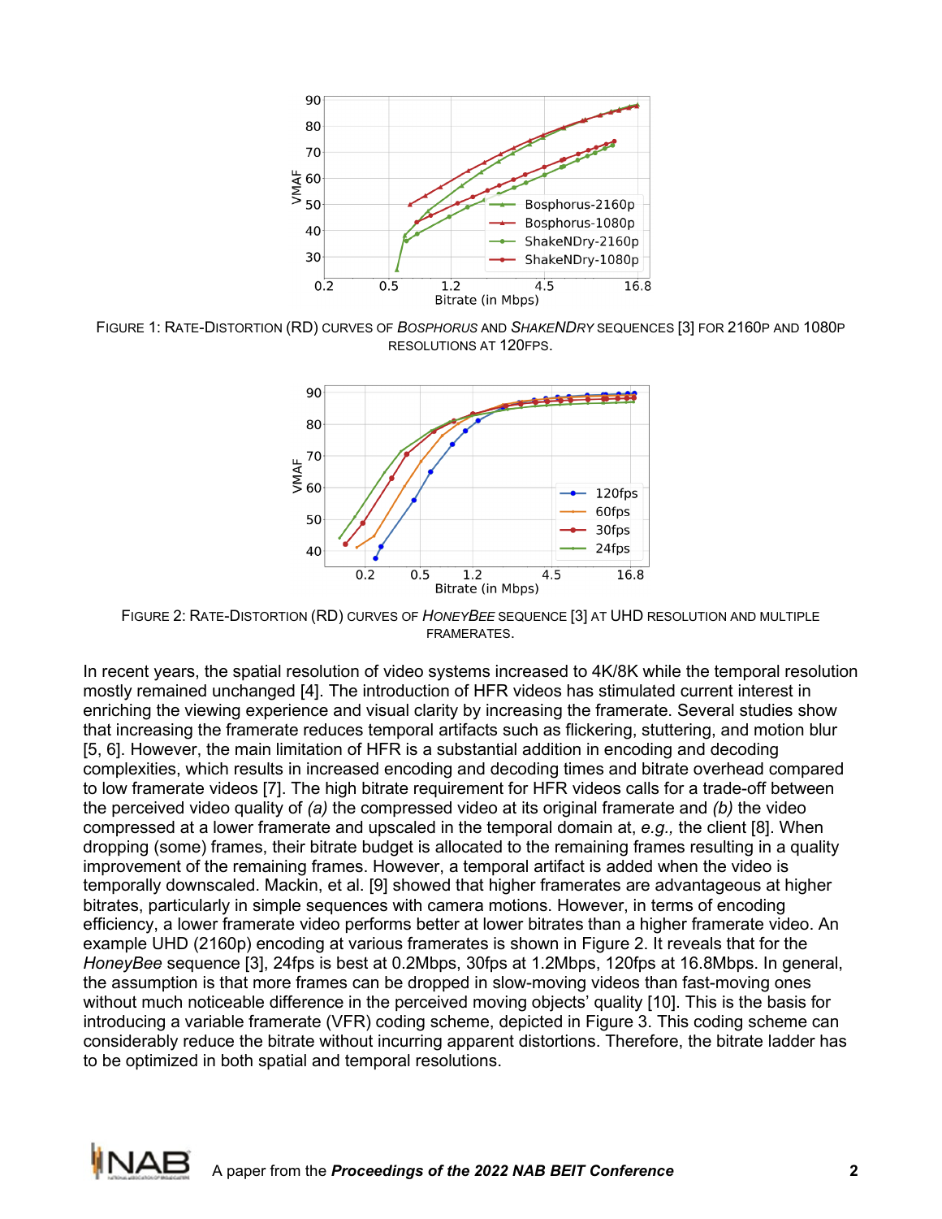FIGURE 1: RATE-DISTORTION (RD) CURVES OF *BOSPHORUS* AND *SHAKENDRY* SEQUENCES [3] FOR 2160P AND 1080P RESOLUTIONS AT 120FPS.

FIGURE 2: RATE-DISTORTION (RD) CURVES OF *HONEYBEE* SEQUENCE [3] AT UHD RESOLUTION AND MULTIPLE FRAMERATES.

In recent years, the spatial resolution of video systems increased to 4K/8K while the temporal resolution mostly remained unchanged [4]. The introduction of HFR videos has stimulated current interest in enriching the viewing experience and visual clarity by increasing the framerate. Several studies show that increasing the framerate reduces temporal artifacts such as flickering, stuttering, and motion blur [5, 6]. However, the main limitation of HFR is a substantial addition in encoding and decoding complexities, which results in increased encoding and decoding times and bitrate overhead compared to low framerate videos [7]. The high bitrate requirement for HFR videos calls for a trade-off between the perceived video quality of *(a)* the compressed video at its original framerate and *(b)* the video compressed at a lower framerate and upscaled in the temporal domain at, *e.g.,* the client [8]. When dropping (some) frames, their bitrate budget is allocated to the remaining frames resulting in a quality improvement of the remaining frames. However, a temporal artifact is added when the video is temporally downscaled. Mackin, et al. [9] showed that higher framerates are advantageous at higher bitrates, particularly in simple sequences with camera motions. However, in terms of encoding efficiency, a lower framerate video performs better at lower bitrates than a higher framerate video. An example UHD (2160p) encoding at various framerates is shown in Figure 2. It reveals that for the *HoneyBee* sequence [3], 24fps is best at 0.2Mbps, 30fps at 1.2Mbps, 120fps at 16.8Mbps. In general, the assumption is that more frames can be dropped in slow-moving videos than fast-moving ones without much noticeable difference in the perceived moving objects' quality [10]. This is the basis for introducing a variable framerate (VFR) coding scheme, depicted in Figure 3. This coding scheme can considerably reduce the bitrate without incurring apparent distortions. Therefore, the bitrate ladder has to be optimized in both spatial and temporal resolutions.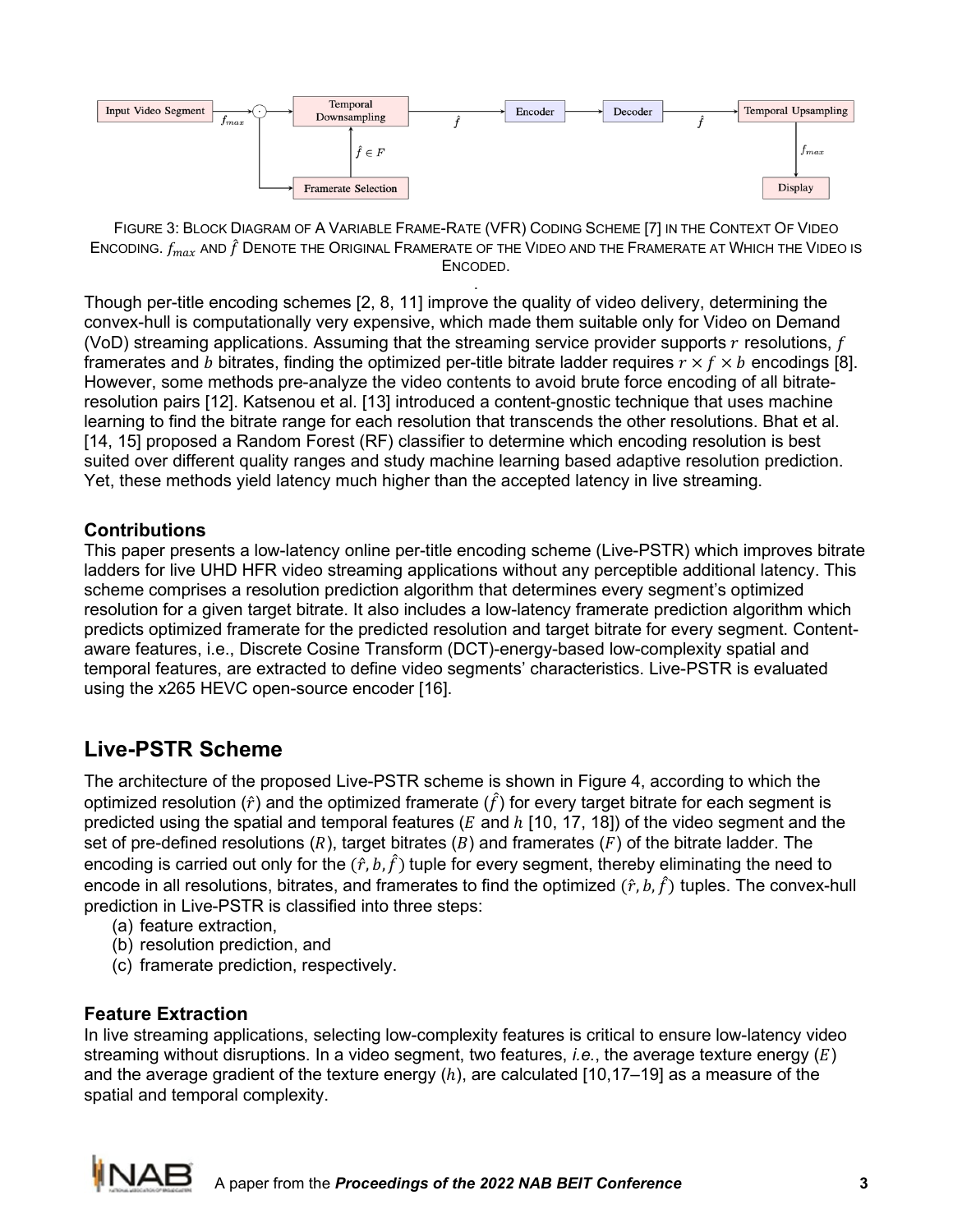FIGURE 3: BLOCK DIAGRAM OF A VARIABLE FRAME-RATE (VFR) CODING SCHEME [7] IN THE CONTEXT OF VIDEO ENCODING. $f_{max}$ AND $\hat{f}$ DENOTE THE ORIGINAL FRAMERATE OF THE VIDEO AND THE FRAMERATE AT WHICH THE VIDEO IS ENCODED.

Though per-title encoding schemes [2, 8, 11] improve the quality of video delivery, determining the convex-hull is computationally very expensive, which made them suitable only for Video on Demand (VoD) streaming applications. Assuming that the streaming service provider supports $r$ resolutions, $f$ framerates and $b$ bitrates, finding the optimized per-title bitrate ladder requires $r \times f \times b$ encodings [8]. However, some methods pre-analyze the video contents to avoid brute force encoding of all bitrate-resolution pairs [12]. Katsenou et al. [13] introduced a content-gnostic technique that uses machine learning to find the bitrate range for each resolution that transcends the other resolutions. Bhat et al. [14, 15] proposed a Random Forest (RF) classifier to determine which encoding resolution is best suited over different quality ranges and study machine learning based adaptive resolution prediction. Yet, these methods yield latency much higher than the accepted latency in live streaming.

### Contributions

This paper presents a low-latency online per-title encoding scheme (Live-PSTR) which improves bitrate ladders for live UHD HFR video streaming applications without any perceptible additional latency. This scheme comprises a resolution prediction algorithm that determines every segment's optimized resolution for a given target bitrate. It also includes a low-latency framerate prediction algorithm which predicts optimized framerate for the predicted resolution and target bitrate for every segment. Content-aware features, i.e., Discrete Cosine Transform (DCT)-energy-based low-complexity spatial and temporal features, are extracted to define video segments' characteristics. Live-PSTR is evaluated using the x265 HEVC open-source encoder [16].

## Live-PSTR Scheme

The architecture of the proposed Live-PSTR scheme is shown in Figure 4, according to which the optimized resolution ($\hat{r}$) and the optimized framerate ($\hat{f}$) for every target bitrate for each segment is predicted using the spatial and temporal features ($E$ and $h$ [10, 17, 18]) of the video segment and the set of pre-defined resolutions ($R$), target bitrates ($B$) and framerates ($F$) of the bitrate ladder. The encoding is carried out only for the $(\hat{r}, b, \hat{f})$ tuple for every segment, thereby eliminating the need to encode in all resolutions, bitrates, and framerates to find the optimized $(\hat{r}, b, \hat{f})$ tuples. The convex-hull prediction in Live-PSTR is classified into three steps:

(a) feature extraction,
(b) resolution prediction, and
(c) framerate prediction, respectively.

### Feature Extraction

In live streaming applications, selecting low-complexity features is critical to ensure low-latency video streaming without disruptions. In a video segment, two features, *i.e.*, the average texture energy ($E$) and the average gradient of the texture energy ($h$), are calculated [10,17–19] as a measure of the spatial and temporal complexity.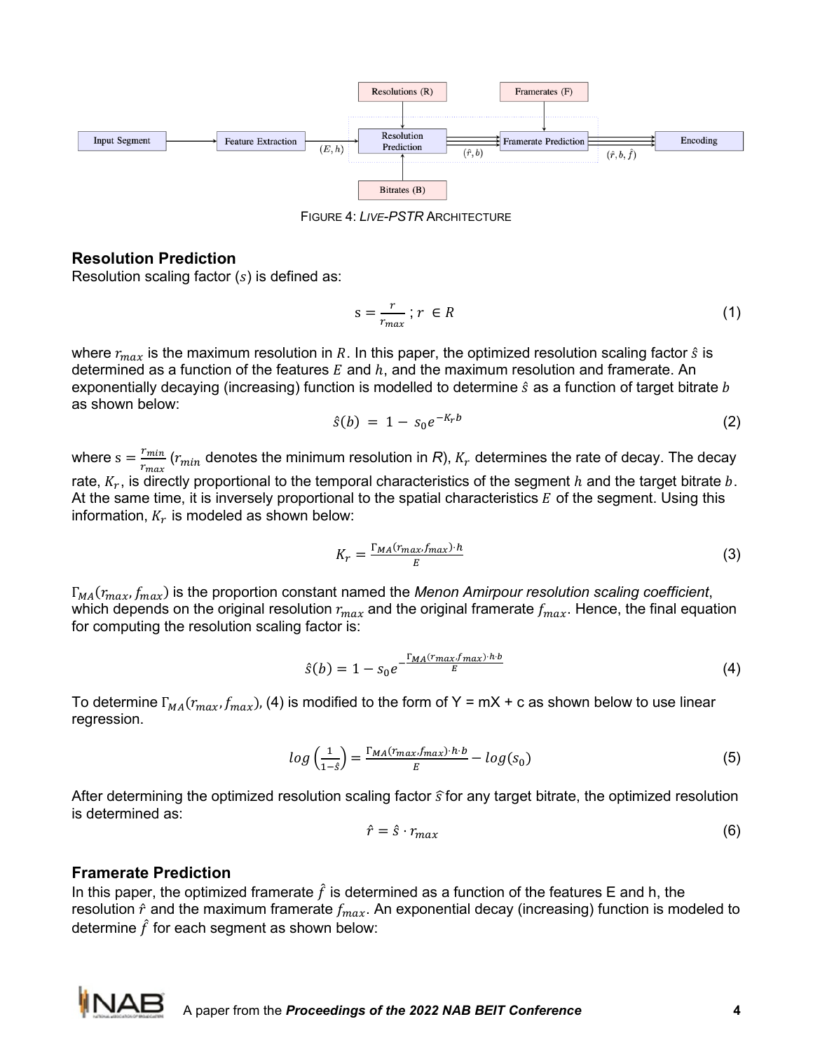FIGURE 4: *LIVE-PSTR* ARCHITECTURE

## Resolution Prediction

Resolution scaling factor ($s$) is defined as:

$$\text{s} = \frac{r}{r_{max}} \; ; r \in R \tag{1}$$

where $r_{max}$ is the maximum resolution in $R$. In this paper, the optimized resolution scaling factor $\hat{s}$ is determined as a function of the features $E$ and $h$, and the maximum resolution and framerate. An exponentially decaying (increasing) function is modelled to determine $\hat{s}$ as a function of target bitrate $b$ as shown below:

$$\hat{s}(b) \;=\; 1 - \; s_0 e^{-K_r b} \tag{2}$$

where $\text{s} = \frac{r_{min}}{r_{max}}$ ($r_{min}$ denotes the minimum resolution in $R$), $K_r$ determines the rate of decay. The decay rate, $K_r$, is directly proportional to the temporal characteristics of the segment $h$ and the target bitrate $b$. At the same time, it is inversely proportional to the spatial characteristics $E$ of the segment. Using this information, $K_r$ is modeled as shown below:

$$K_r = \frac{\Gamma_{MA}(r_{max}, f_{max}) \cdot h}{E} \tag{3}$$

$\Gamma_{MA}(r_{max}, f_{max})$ is the proportion constant named the *Menon Amirpour resolution scaling coefficient*, which depends on the original resolution $r_{max}$ and the original framerate $f_{max}$. Hence, the final equation for computing the resolution scaling factor is:

$$\hat{s}(b) = 1 - s_0 e^{-\frac{\Gamma_{MA}(r_{max}, f_{max}) \cdot h \cdot b}{E}} \tag{4}$$

To determine $\Gamma_{MA}(r_{max}, f_{max})$, (4) is modified to the form of Y = mX + c as shown below to use linear regression.

$$log\left(\frac{1}{1-\hat{s}}\right) = \frac{\Gamma_{MA}(r_{max}, f_{max}) \cdot h \cdot b}{E} - log(s_0) \tag{5}$$

After determining the optimized resolution scaling factor $\hat{s}$ for any target bitrate, the optimized resolution is determined as:

$$\hat{r} = \hat{s} \cdot r_{max} \tag{6}$$

## Framerate Prediction

In this paper, the optimized framerate $\hat{f}$ is determined as a function of the features E and h, the resolution $\hat{r}$ and the maximum framerate $f_{max}$. An exponential decay (increasing) function is modeled to determine $\hat{f}$ for each segment as shown below: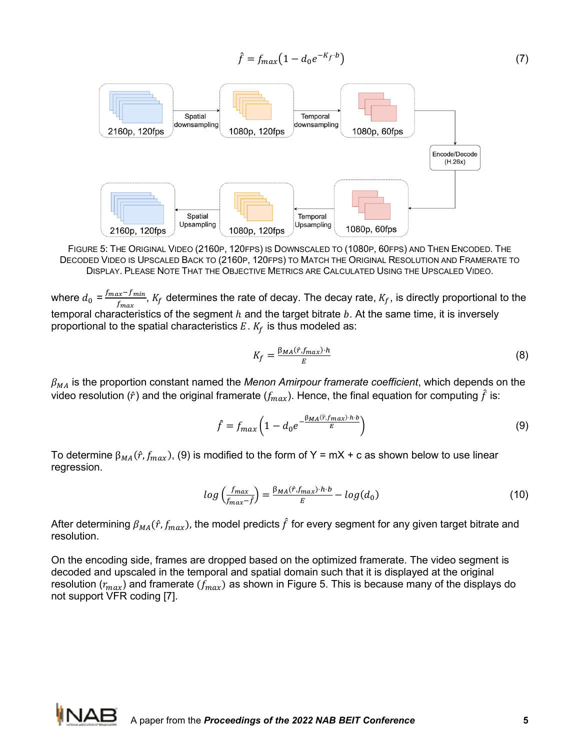$$\hat{f} = f_{max}\left(1 - d_0 e^{-K_f \cdot b}\right) \tag{7}$$

FIGURE 5: THE ORIGINAL VIDEO (2160P, 120FPS) IS DOWNSCALED TO (1080P, 60FPS) AND THEN ENCODED. THE DECODED VIDEO IS UPSCALED BACK TO (2160P, 120FPS) TO MATCH THE ORIGINAL RESOLUTION AND FRAMERATE TO DISPLAY. PLEASE NOTE THAT THE OBJECTIVE METRICS ARE CALCULATED USING THE UPSCALED VIDEO.

where $d_0 = \frac{f_{max} - f_{min}}{f_{max}}$, $K_f$ determines the rate of decay. The decay rate, $K_f$, is directly proportional to the temporal characteristics of the segment $h$ and the target bitrate $b$. At the same time, it is inversely proportional to the spatial characteristics $E$. $K_f$ is thus modeled as:

$$K_f = \frac{\beta_{MA}(\hat{r}, f_{max}) \cdot h}{E} \tag{8}$$

$\beta_{MA}$ is the proportion constant named the *Menon Amirpour framerate coefficient*, which depends on the video resolution ($\hat{r}$) and the original framerate ($f_{max}$). Hence, the final equation for computing $\hat{f}$ is:

$$\hat{f} = f_{max}\left(1 - d_0 e^{-\frac{\beta_{MA}(\hat{r}, f_{max}) \cdot h \cdot b}{E}}\right) \tag{9}$$

To determine $\beta_{MA}(\hat{r}, f_{max})$, (9) is modified to the form of Y = mX + c as shown below to use linear regression.

$$\log\left(\frac{f_{max}}{f_{max} - \hat{f}}\right) = \frac{\beta_{MA}(\hat{r}, f_{max}) \cdot h \cdot b}{E} - \log(d_0) \tag{10}$$

After determining $\beta_{MA}(\hat{r}, f_{max})$, the model predicts $\hat{f}$ for every segment for any given target bitrate and resolution.

On the encoding side, frames are dropped based on the optimized framerate. The video segment is decoded and upscaled in the temporal and spatial domain such that it is displayed at the original resolution ($r_{max}$) and framerate ($f_{max}$) as shown in Figure 5. This is because many of the displays do not support VFR coding [7].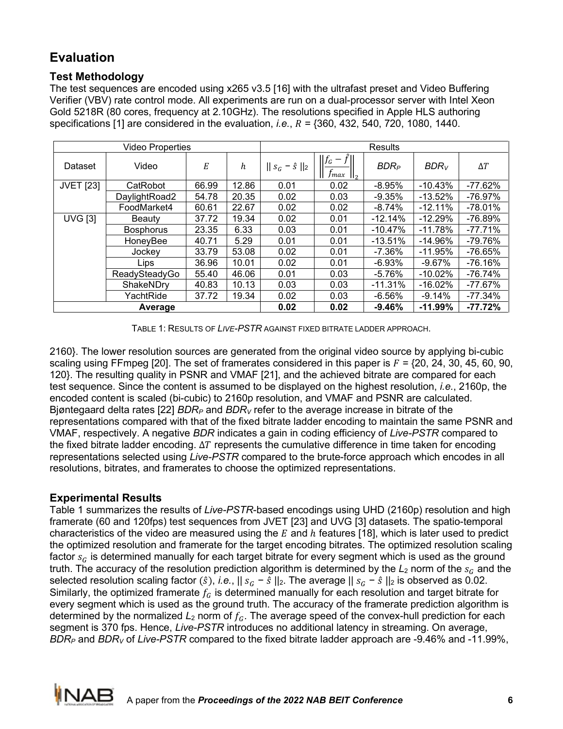## Evaluation

### Test Methodology

The test sequences are encoded using x265 v3.5 [16] with the ultrafast preset and Video Buffering Verifier (VBV) rate control mode. All experiments are run on a dual-processor server with Intel Xeon Gold 5218R (80 cores, frequency at 2.10GHz). The resolutions specified in Apple HLS authoring specifications [1] are considered in the evaluation, *i.e.*, $R$ = {360, 432, 540, 720, 1080, 1440, 2160}. The lower resolution sources are generated from the original video source by applying bi-cubic scaling using FFmpeg [20]. The set of framerates considered in this paper is $F$ = {20, 24, 30, 45, 60, 90, 120}. The resulting quality in PSNR and VMAF [21], and the achieved bitrate are compared for each test sequence. Since the content is assumed to be displayed on the highest resolution, *i.e.*, 2160p, the encoded content is scaled (bi-cubic) to 2160p resolution, and VMAF and PSNR are calculated. Bjøntegaard delta rates [22] $BDR_P$ and $BDR_V$ refer to the average increase in bitrate of the representations compared with that of the fixed bitrate ladder encoding to maintain the same PSNR and VMAF, respectively. A negative *BDR* indicates a gain in coding efficiency of *Live-PSTR* compared to the fixed bitrate ladder encoding. $\Delta T$ represents the cumulative difference in time taken for encoding representations selected using *Live-PSTR* compared to the brute-force approach which encodes in all resolutions, bitrates, and framerates to choose the optimized representations.

| Video Properties | | | | Results | | | | |
|---|---|---|---|---|---|---|---|---|
| Dataset | Video | $E$ | $h$ | $\lVert s_G - \hat{s} \rVert_2$ | $\left\lVert \frac{f_G - \hat{f}}{f_{max}} \right\rVert_2$ | $BDR_P$ | $BDR_V$ | $\Delta T$ |
| JVET [23] | CatRobot | 66.99 | 12.86 | 0.01 | 0.02 | -8.95% | -10.43% | -77.62% |
| | DaylightRoad2 | 54.78 | 20.35 | 0.02 | 0.03 | -9.35% | -13.52% | -76.97% |
| | FoodMarket4 | 60.61 | 22.67 | 0.02 | 0.02 | -8.74% | -12.11% | -78.01% |
| UVG [3] | Beauty | 37.72 | 19.34 | 0.02 | 0.01 | -12.14% | -12.29% | -76.89% |
| | Bosphorus | 23.35 | 6.33 | 0.03 | 0.01 | -10.47% | -11.78% | -77.71% |
| | HoneyBee | 40.71 | 5.29 | 0.01 | 0.01 | -13.51% | -14.96% | -79.76% |
| | Jockey | 33.79 | 53.08 | 0.02 | 0.01 | -7.36% | -11.95% | -76.65% |
| | Lips | 36.96 | 10.01 | 0.02 | 0.01 | -6.93% | -9.67% | -76.16% |
| | ReadySteadyGo | 55.40 | 46.06 | 0.01 | 0.03 | -5.76% | -10.02% | -76.74% |
| | ShakeNDry | 40.83 | 10.13 | 0.03 | 0.03 | -11.31% | -16.02% | -77.67% |
| | YachtRide | 37.72 | 19.34 | 0.02 | 0.03 | -6.56% | -9.14% | -77.34% |
| **Average** | | | | **0.02** | **0.02** | **-9.46%** | **-11.99%** | **-77.72%** |

TABLE 1: RESULTS OF *LIVE-PSTR* AGAINST FIXED BITRATE LADDER APPROACH.

### Experimental Results

Table 1 summarizes the results of *Live-PSTR*-based encodings using UHD (2160p) resolution and high framerate (60 and 120fps) test sequences from JVET [23] and UVG [3] datasets. The spatio-temporal characteristics of the video are measured using the $E$ and $h$ features [18], which is later used to predict the optimized resolution and framerate for the target encoding bitrates. The optimized resolution scaling factor $s_G$ is determined manually for each target bitrate for every segment which is used as the ground truth. The accuracy of the resolution prediction algorithm is determined by the $L_2$ norm of the $s_G$ and the selected resolution scaling factor ($\hat{s}$), *i.e.*, $\lVert s_G - \hat{s} \rVert_2$. The average $\lVert s_G - \hat{s} \rVert_2$ is observed as 0.02. Similarly, the optimized framerate $f_G$ is determined manually for each resolution and target bitrate for every segment which is used as the ground truth. The accuracy of the framerate prediction algorithm is determined by the normalized $L_2$ norm of $f_G$. The average speed of the convex-hull prediction for each segment is 370 fps. Hence, *Live-PSTR* introduces no additional latency in streaming. On average, $BDR_P$ and $BDR_V$ of *Live-PSTR* compared to the fixed bitrate ladder approach are -9.46% and -11.99%,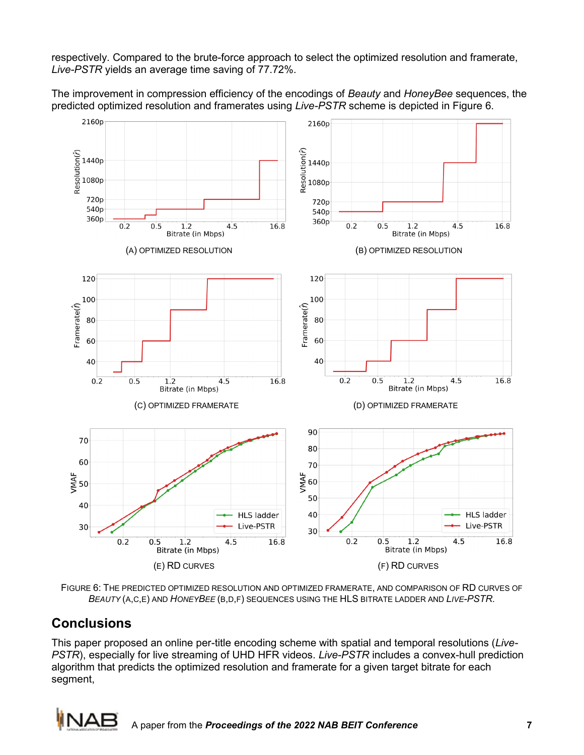respectively. Compared to the brute-force approach to select the optimized resolution and framerate, *Live-PSTR* yields an average time saving of 77.72%.

The improvement in compression efficiency of the encodings of *Beauty* and *HoneyBee* sequences, the predicted optimized resolution and framerates using *Live-PSTR* scheme is depicted in Figure 6.

(A) OPTIMIZED RESOLUTION

(B) OPTIMIZED RESOLUTION

(C) OPTIMIZED FRAMERATE

(D) OPTIMIZED FRAMERATE

(E) RD CURVES

(F) RD CURVES

FIGURE 6: THE PREDICTED OPTIMIZED RESOLUTION AND OPTIMIZED FRAMERATE, AND COMPARISON OF RD CURVES OF *BEAUTY* (A,C,E) AND *HONEYBEE* (B,D,F) SEQUENCES USING THE HLS BITRATE LADDER AND *LIVE-PSTR*.

## Conclusions

This paper proposed an online per-title encoding scheme with spatial and temporal resolutions (*Live-PSTR*), especially for live streaming of UHD HFR videos. *Live-PSTR* includes a convex-hull prediction algorithm that predicts the optimized resolution and framerate for a given target bitrate for each segment,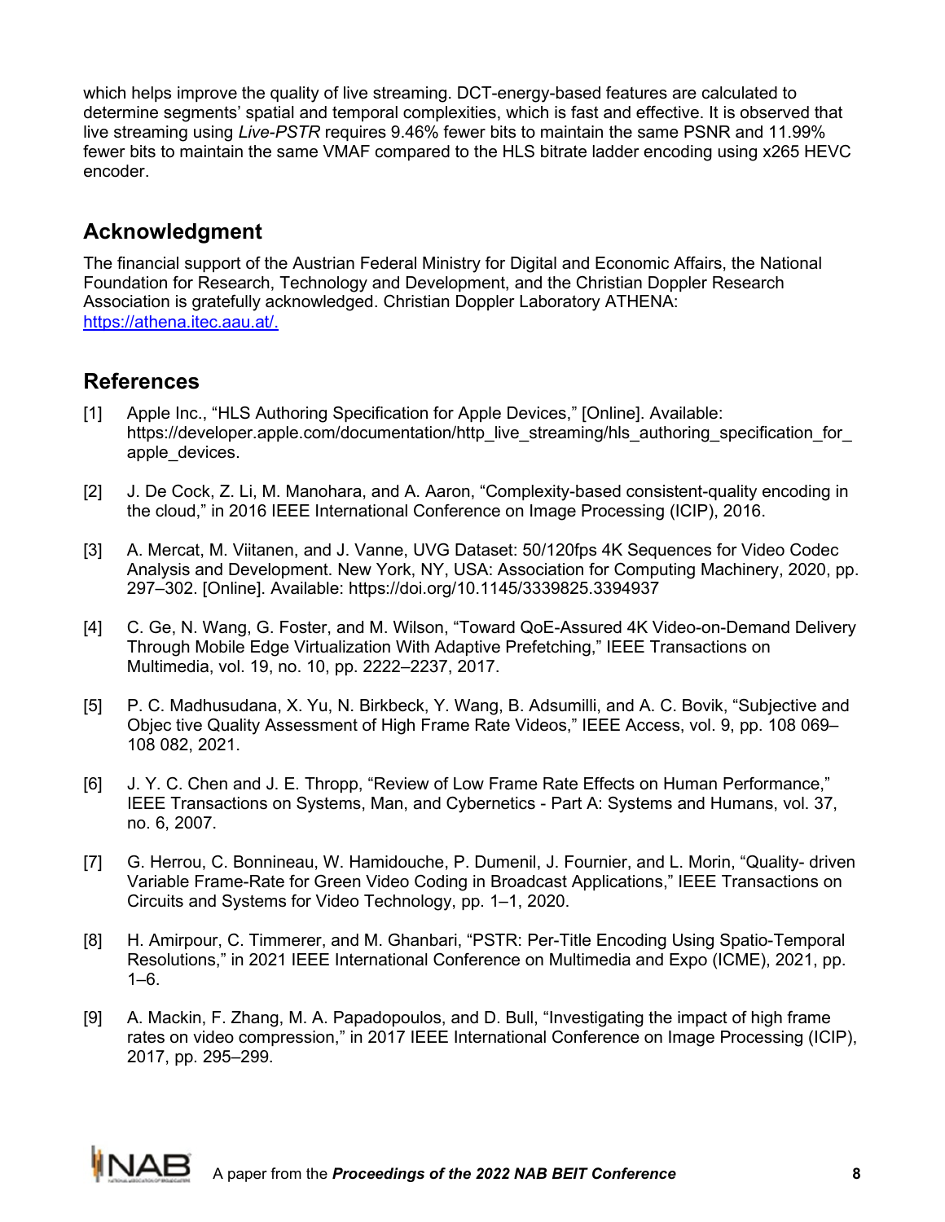which helps improve the quality of live streaming. DCT-energy-based features are calculated to determine segments' spatial and temporal complexities, which is fast and effective. It is observed that live streaming using *Live-PSTR* requires 9.46% fewer bits to maintain the same PSNR and 11.99% fewer bits to maintain the same VMAF compared to the HLS bitrate ladder encoding using x265 HEVC encoder.

## Acknowledgment

The financial support of the Austrian Federal Ministry for Digital and Economic Affairs, the National Foundation for Research, Technology and Development, and the Christian Doppler Research Association is gratefully acknowledged. Christian Doppler Laboratory ATHENA: [https://athena.itec.aau.at/.](https://athena.itec.aau.at/)

## References

[1] Apple Inc., "HLS Authoring Specification for Apple Devices," [Online]. Available: https://developer.apple.com/documentation/http_live_streaming/hls_authoring_specification_for_apple_devices.

[2] J. De Cock, Z. Li, M. Manohara, and A. Aaron, "Complexity-based consistent-quality encoding in the cloud," in 2016 IEEE International Conference on Image Processing (ICIP), 2016.

[3] A. Mercat, M. Viitanen, and J. Vanne, UVG Dataset: 50/120fps 4K Sequences for Video Codec Analysis and Development. New York, NY, USA: Association for Computing Machinery, 2020, pp. 297–302. [Online]. Available: https://doi.org/10.1145/3339825.3394937

[4] C. Ge, N. Wang, G. Foster, and M. Wilson, "Toward QoE-Assured 4K Video-on-Demand Delivery Through Mobile Edge Virtualization With Adaptive Prefetching," IEEE Transactions on Multimedia, vol. 19, no. 10, pp. 2222–2237, 2017.

[5] P. C. Madhusudana, X. Yu, N. Birkbeck, Y. Wang, B. Adsumilli, and A. C. Bovik, "Subjective and Objec tive Quality Assessment of High Frame Rate Videos," IEEE Access, vol. 9, pp. 108 069–108 082, 2021.

[6] J. Y. C. Chen and J. E. Thropp, "Review of Low Frame Rate Effects on Human Performance," IEEE Transactions on Systems, Man, and Cybernetics - Part A: Systems and Humans, vol. 37, no. 6, 2007.

[7] G. Herrou, C. Bonnineau, W. Hamidouche, P. Dumenil, J. Fournier, and L. Morin, "Quality- driven Variable Frame-Rate for Green Video Coding in Broadcast Applications," IEEE Transactions on Circuits and Systems for Video Technology, pp. 1–1, 2020.

[8] H. Amirpour, C. Timmerer, and M. Ghanbari, "PSTR: Per-Title Encoding Using Spatio-Temporal Resolutions," in 2021 IEEE International Conference on Multimedia and Expo (ICME), 2021, pp. 1–6.

[9] A. Mackin, F. Zhang, M. A. Papadopoulos, and D. Bull, "Investigating the impact of high frame rates on video compression," in 2017 IEEE International Conference on Image Processing (ICIP), 2017, pp. 295–299.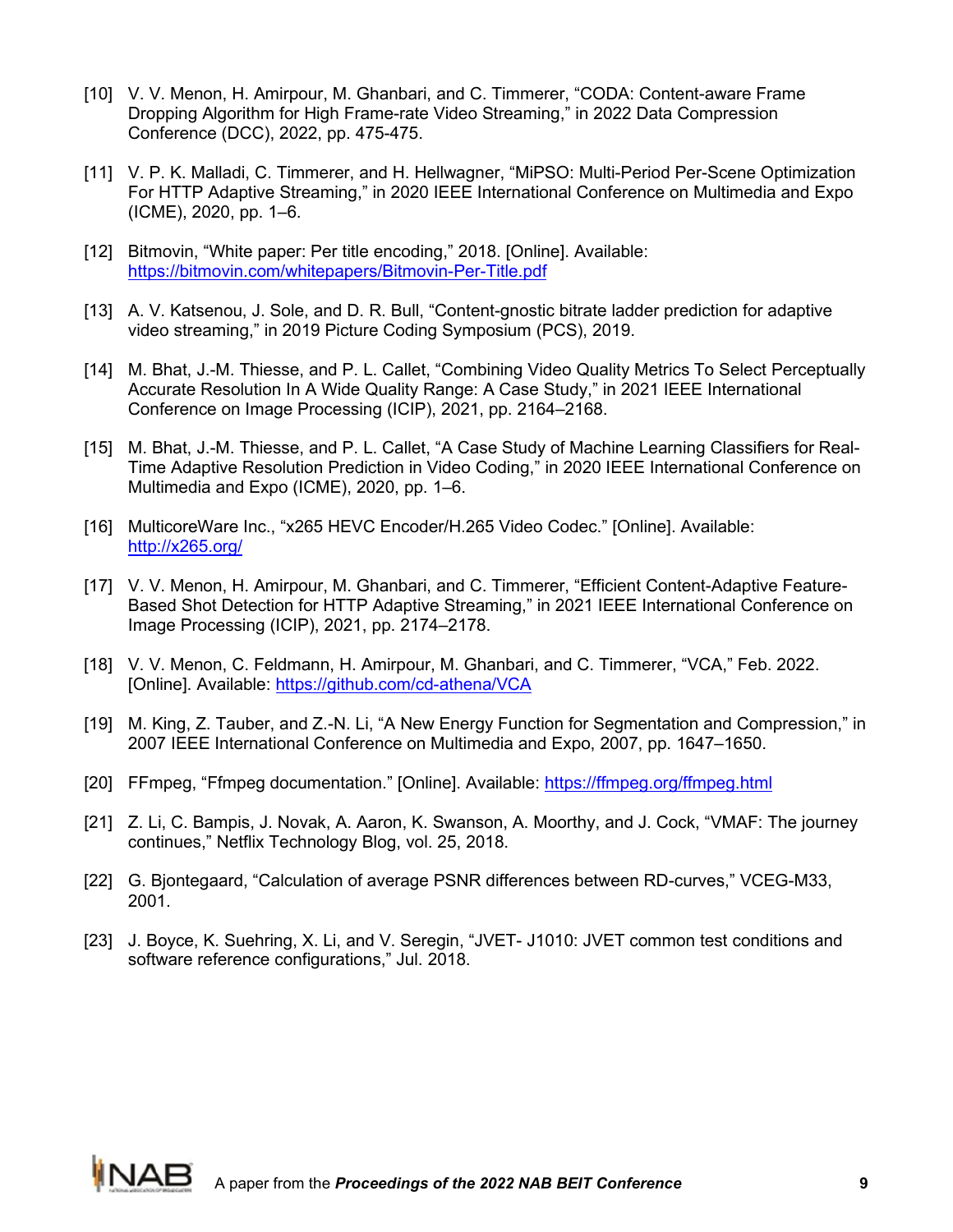[10] V. V. Menon, H. Amirpour, M. Ghanbari, and C. Timmerer, "CODA: Content-aware Frame Dropping Algorithm for High Frame-rate Video Streaming," in 2022 Data Compression Conference (DCC), 2022, pp. 475-475.

[11] V. P. K. Malladi, C. Timmerer, and H. Hellwagner, "MiPSO: Multi-Period Per-Scene Optimization For HTTP Adaptive Streaming," in 2020 IEEE International Conference on Multimedia and Expo (ICME), 2020, pp. 1–6.

[12] Bitmovin, "White paper: Per title encoding," 2018. [Online]. Available: https://bitmovin.com/whitepapers/Bitmovin-Per-Title.pdf

[13] A. V. Katsenou, J. Sole, and D. R. Bull, "Content-gnostic bitrate ladder prediction for adaptive video streaming," in 2019 Picture Coding Symposium (PCS), 2019.

[14] M. Bhat, J.-M. Thiesse, and P. L. Callet, "Combining Video Quality Metrics To Select Perceptually Accurate Resolution In A Wide Quality Range: A Case Study," in 2021 IEEE International Conference on Image Processing (ICIP), 2021, pp. 2164–2168.

[15] M. Bhat, J.-M. Thiesse, and P. L. Callet, "A Case Study of Machine Learning Classifiers for Real-Time Adaptive Resolution Prediction in Video Coding," in 2020 IEEE International Conference on Multimedia and Expo (ICME), 2020, pp. 1–6.

[16] MulticoreWare Inc., "x265 HEVC Encoder/H.265 Video Codec." [Online]. Available: http://x265.org/

[17] V. V. Menon, H. Amirpour, M. Ghanbari, and C. Timmerer, "Efficient Content-Adaptive Feature-Based Shot Detection for HTTP Adaptive Streaming," in 2021 IEEE International Conference on Image Processing (ICIP), 2021, pp. 2174–2178.

[18] V. V. Menon, C. Feldmann, H. Amirpour, M. Ghanbari, and C. Timmerer, "VCA," Feb. 2022. [Online]. Available: https://github.com/cd-athena/VCA

[19] M. King, Z. Tauber, and Z.-N. Li, "A New Energy Function for Segmentation and Compression," in 2007 IEEE International Conference on Multimedia and Expo, 2007, pp. 1647–1650.

[20] FFmpeg, "Ffmpeg documentation." [Online]. Available: https://ffmpeg.org/ffmpeg.html

[21] Z. Li, C. Bampis, J. Novak, A. Aaron, K. Swanson, A. Moorthy, and J. Cock, "VMAF: The journey continues," Netflix Technology Blog, vol. 25, 2018.

[22] G. Bjontegaard, "Calculation of average PSNR differences between RD-curves," VCEG-M33, 2001.

[23] J. Boyce, K. Suehring, X. Li, and V. Seregin, "JVET- J1010: JVET common test conditions and software reference configurations," Jul. 2018.